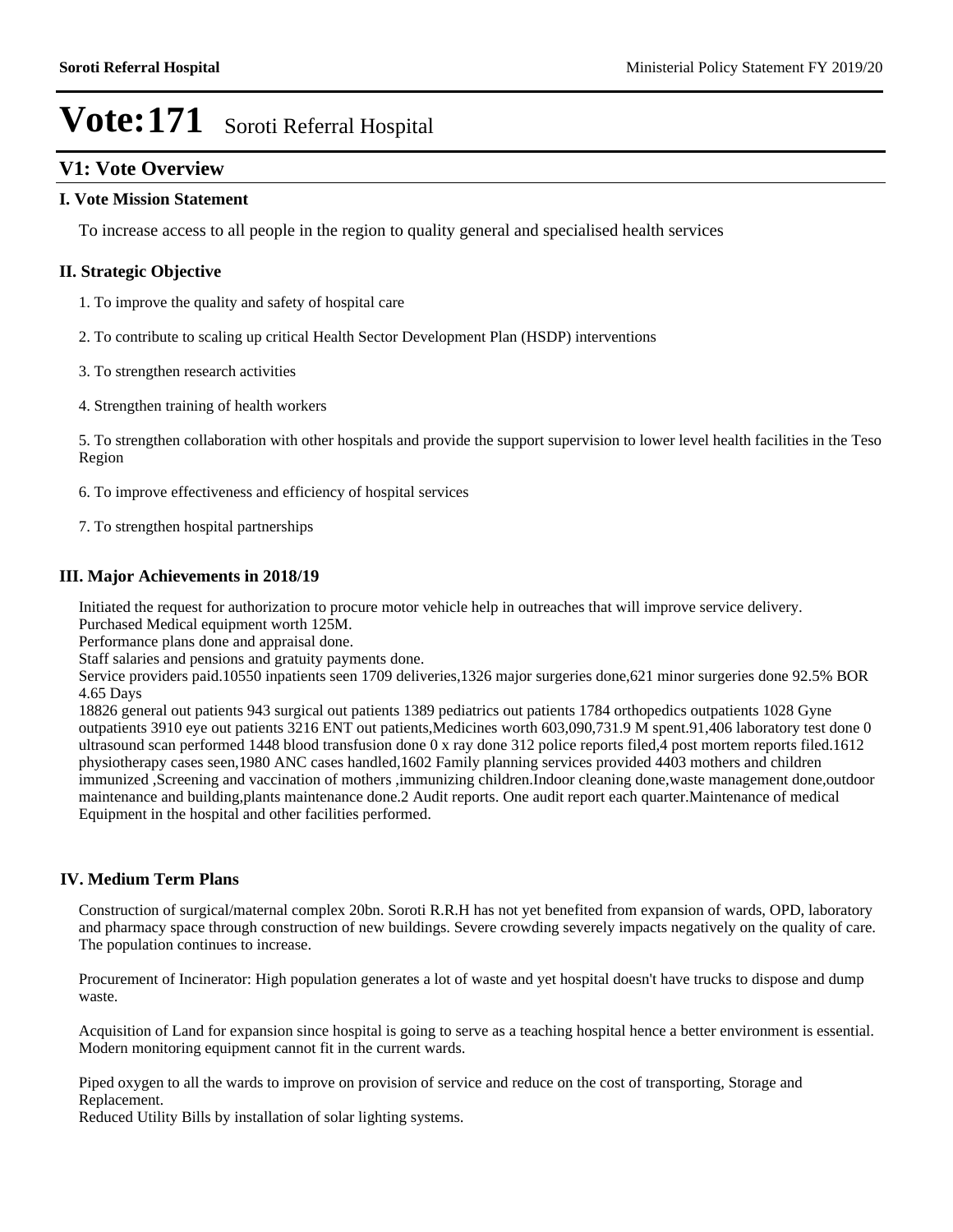# Vote:171 Soroti Referral Hospital

## V1: Vote Overview

### I. Vote Mission Statement

To increase access to all people in the region to quality general and specialised health services

### II. Strategic Objective

1. To improve the quality and safety of hospital care

2. To contribute to scaling up critical Health Sector Development Plan (HSDP) interventions

3. To strengthen research activities

4. Strengthen training of health workers

5. To strengthen collaboration with other hospitals and provide the support supervision to lower level health facilities in the Teso Region

6. To improve effectiveness and efficiency of hospital services

7. To strengthen hospital partnerships

### III. Major Achievements in 2018/19

Initiated the request for authorization to procure motor vehicle help in outreaches that will improve service delivery.
Purchased Medical equipment worth 125M.
Performance plans done and appraisal done.
Staff salaries and pensions and gratuity payments done.
Service providers paid.10550 inpatients seen 1709 deliveries,1326 major surgeries done,621 minor surgeries done 92.5% BOR 4.65 Days
18826 general out patients 943 surgical out patients 1389 pediatrics out patients 1784 orthopedics outpatients 1028 Gyne outpatients 3910 eye out patients 3216 ENT out patients,Medicines worth 603,090,731.9 M spent.91,406 laboratory test done 0 ultrasound scan performed 1448 blood transfusion done 0 x ray done 312 police reports filed,4 post mortem reports filed.1612 physiotherapy cases seen,1980 ANC cases handled,1602 Family planning services provided 4403 mothers and children immunized ,Screening and vaccination of mothers ,immunizing children.Indoor cleaning done,waste management done,outdoor maintenance and building,plants maintenance done.2 Audit reports. One audit report each quarter.Maintenance of medical Equipment in the hospital and other facilities performed.

### IV. Medium Term Plans

Construction of surgical/maternal complex 20bn. Soroti R.R.H has not yet benefited from expansion of wards, OPD, laboratory and pharmacy space through construction of new buildings. Severe crowding severely impacts negatively on the quality of care. The population continues to increase.

Procurement of Incinerator: High population generates a lot of waste and yet hospital doesn't have trucks to dispose and dump waste.

Acquisition of Land for expansion since hospital is going to serve as a teaching hospital hence a better environment is essential. Modern monitoring equipment cannot fit in the current wards.

Piped oxygen to all the wards to improve on provision of service and reduce on the cost of transporting, Storage and Replacement.
Reduced Utility Bills by installation of solar lighting systems.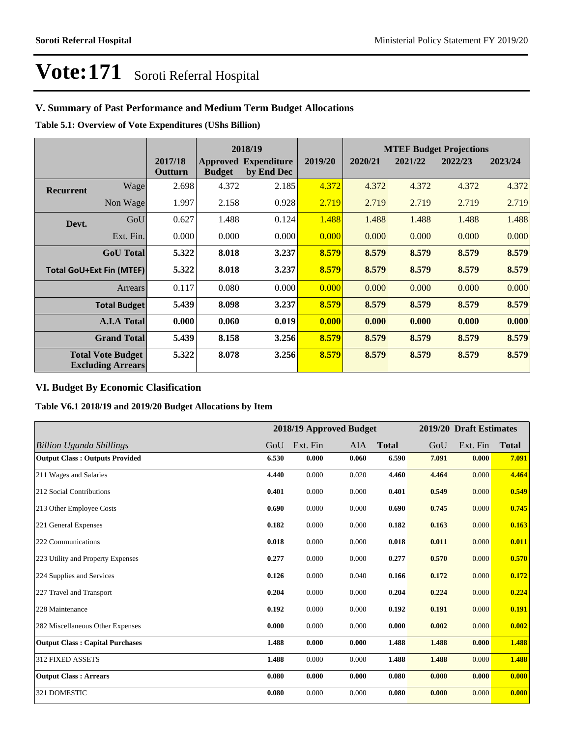# Vote:171 Soroti Referral Hospital

## V. Summary of Past Performance and Medium Term Budget Allocations

**Table 5.1: Overview of Vote Expenditures (UShs Billion)**

| | | 2017/18 Outturn | 2018/19 Approved Budget | 2018/19 Expenditure by End Dec | 2019/20 | MTEF Budget Projections 2020/21 | 2021/22 | 2022/23 | 2023/24 |
|---|---|---|---|---|---|---|---|---|---|
| **Recurrent** | Wage | 2.698 | 4.372 | 2.185 | 4.372 | 4.372 | 4.372 | 4.372 | 4.372 |
| | Non Wage | 1.997 | 2.158 | 0.928 | 2.719 | 2.719 | 2.719 | 2.719 | 2.719 |
| **Devt.** | GoU | 0.627 | 1.488 | 0.124 | 1.488 | 1.488 | 1.488 | 1.488 | 1.488 |
| | Ext. Fin. | 0.000 | 0.000 | 0.000 | 0.000 | 0.000 | 0.000 | 0.000 | 0.000 |
| | **GoU Total** | **5.322** | **8.018** | **3.237** | **8.579** | **8.579** | **8.579** | **8.579** | **8.579** |
| **Total GoU+Ext Fin (MTEF)** | | **5.322** | **8.018** | **3.237** | **8.579** | **8.579** | **8.579** | **8.579** | **8.579** |
| | Arrears | 0.117 | 0.080 | 0.000 | 0.000 | 0.000 | 0.000 | 0.000 | 0.000 |
| | **Total Budget** | **5.439** | **8.098** | **3.237** | **8.579** | **8.579** | **8.579** | **8.579** | **8.579** |
| | **A.I.A Total** | **0.000** | **0.060** | **0.019** | **0.000** | **0.000** | **0.000** | **0.000** | **0.000** |
| | **Grand Total** | **5.439** | **8.158** | **3.256** | **8.579** | **8.579** | **8.579** | **8.579** | **8.579** |
| **Total Vote Budget Excluding Arrears** | | **5.322** | **8.078** | **3.256** | **8.579** | **8.579** | **8.579** | **8.579** | **8.579** |

## VI. Budget By Economic Clasification

**Table V6.1 2018/19 and 2019/20 Budget Allocations by Item**

| | 2018/19 Approved Budget | | | | 2019/20 Draft Estimates | | |
|---|---|---|---|---|---|---|---|
| *Billion Uganda Shillings* | GoU | Ext. Fin | AIA | **Total** | GoU | Ext. Fin | **Total** |
| **Output Class : Outputs Provided** | **6.530** | **0.000** | **0.060** | **6.590** | **7.091** | **0.000** | **7.091** |
| 211 Wages and Salaries | **4.440** | 0.000 | 0.020 | **4.460** | **4.464** | 0.000 | **4.464** |
| 212 Social Contributions | **0.401** | 0.000 | 0.000 | **0.401** | **0.549** | 0.000 | **0.549** |
| 213 Other Employee Costs | **0.690** | 0.000 | 0.000 | **0.690** | **0.745** | 0.000 | **0.745** |
| 221 General Expenses | **0.182** | 0.000 | 0.000 | **0.182** | **0.163** | 0.000 | **0.163** |
| 222 Communications | **0.018** | 0.000 | 0.000 | **0.018** | **0.011** | 0.000 | **0.011** |
| 223 Utility and Property Expenses | **0.277** | 0.000 | 0.000 | **0.277** | **0.570** | 0.000 | **0.570** |
| 224 Supplies and Services | **0.126** | 0.000 | 0.040 | **0.166** | **0.172** | 0.000 | **0.172** |
| 227 Travel and Transport | **0.204** | 0.000 | 0.000 | **0.204** | **0.224** | 0.000 | **0.224** |
| 228 Maintenance | **0.192** | 0.000 | 0.000 | **0.192** | **0.191** | 0.000 | **0.191** |
| 282 Miscellaneous Other Expenses | **0.000** | 0.000 | 0.000 | **0.000** | **0.002** | 0.000 | **0.002** |
| **Output Class : Capital Purchases** | **1.488** | **0.000** | **0.000** | **1.488** | **1.488** | **0.000** | **1.488** |
| 312 FIXED ASSETS | **1.488** | 0.000 | 0.000 | **1.488** | **1.488** | 0.000 | **1.488** |
| **Output Class : Arrears** | **0.080** | **0.000** | **0.000** | **0.080** | **0.000** | **0.000** | **0.000** |
| 321 DOMESTIC | **0.080** | 0.000 | 0.000 | **0.080** | **0.000** | 0.000 | **0.000** |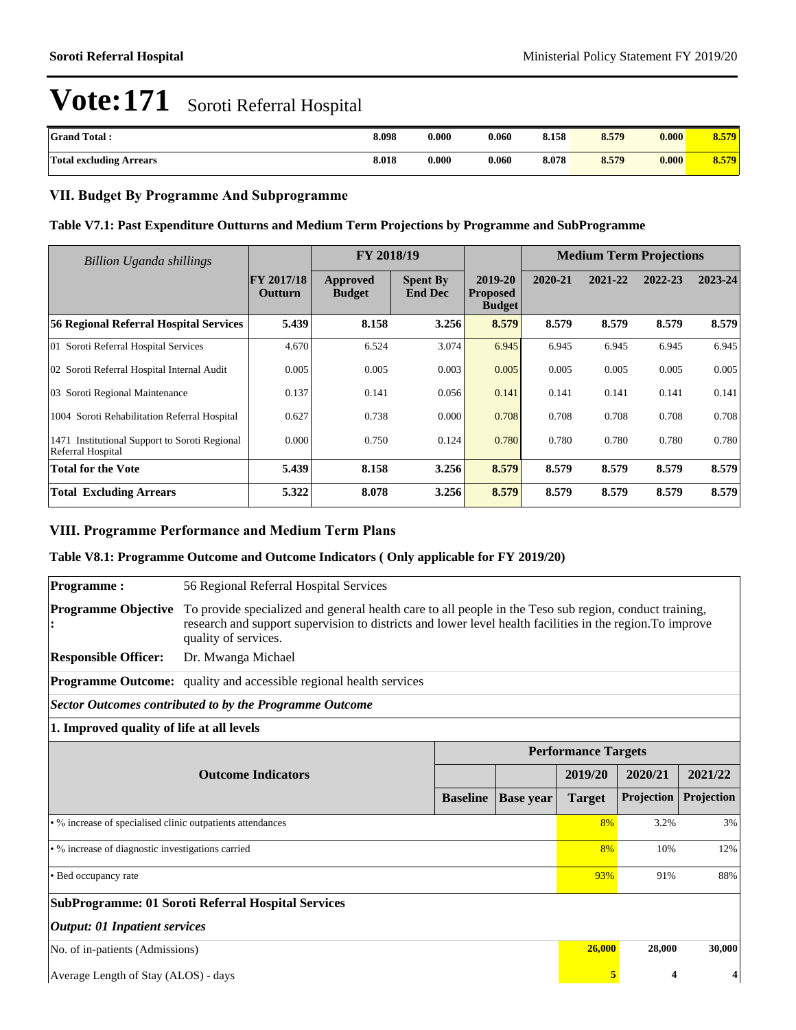# Vote:171 Soroti Referral Hospital

| Grand Total : | 8.098 | 0.000 | 0.060 | 8.158 | 8.579 | 0.000 | 8.579 |
|---|---|---|---|---|---|---|---|
| Total excluding Arrears | 8.018 | 0.000 | 0.060 | 8.078 | 8.579 | 0.000 | 8.579 |

## VII. Budget By Programme And Subprogramme

### Table V7.1: Past Expenditure Outturns and Medium Term Projections by Programme and SubProgramme

| *Billion Uganda shillings* | | FY 2018/19 | | | Medium Term Projections | | | |
|---|---|---|---|---|---|---|---|---|
| | FY 2017/18 Outturn | Approved Budget | Spent By End Dec | 2019-20 Proposed Budget | 2020-21 | 2021-22 | 2022-23 | 2023-24 |
| **56 Regional Referral Hospital Services** | **5.439** | **8.158** | **3.256** | **8.579** | **8.579** | **8.579** | **8.579** | **8.579** |
| 01 Soroti Referral Hospital Services | 4.670 | 6.524 | 3.074 | 6.945 | 6.945 | 6.945 | 6.945 | 6.945 |
| 02 Soroti Referral Hospital Internal Audit | 0.005 | 0.005 | 0.003 | 0.005 | 0.005 | 0.005 | 0.005 | 0.005 |
| 03 Soroti Regional Maintenance | 0.137 | 0.141 | 0.056 | 0.141 | 0.141 | 0.141 | 0.141 | 0.141 |
| 1004 Soroti Rehabilitation Referral Hospital | 0.627 | 0.738 | 0.000 | 0.708 | 0.708 | 0.708 | 0.708 | 0.708 |
| 1471 Institutional Support to Soroti Regional Referral Hospital | 0.000 | 0.750 | 0.124 | 0.780 | 0.780 | 0.780 | 0.780 | 0.780 |
| **Total for the Vote** | **5.439** | **8.158** | **3.256** | **8.579** | **8.579** | **8.579** | **8.579** | **8.579** |
| **Total Excluding Arrears** | **5.322** | **8.078** | **3.256** | **8.579** | **8.579** | **8.579** | **8.579** | **8.579** |

## VIII. Programme Performance and Medium Term Plans

### Table V8.1: Programme Outcome and Outcome Indicators ( Only applicable for FY 2019/20)

**Programme :** 56 Regional Referral Hospital Services

**Programme Objective :** To provide specialized and general health care to all people in the Teso sub region, conduct training, research and support supervision to districts and lower level health facilities in the region.To improve quality of services.

**Responsible Officer:** Dr. Mwanga Michael

**Programme Outcome:** quality and accessible regional health services

***Sector Outcomes contributed to by the Programme Outcome***

**1. Improved quality of life at all levels**

| Outcome Indicators | Performance Targets | | | | |
|---|---|---|---|---|---|
| | | | 2019/20 | 2020/21 | 2021/22 |
| | Baseline | Base year | Target | Projection | Projection |
| • % increase of specialised clinic outpatients attendances | | | 8% | 3.2% | 3% |
| • % increase of diagnostic investigations carried | | | 8% | 10% | 12% |
| • Bed occupancy rate | | | 93% | 91% | 88% |
| **SubProgramme: 01 Soroti Referral Hospital Services** | | | | | |
| ***Output: 01 Inpatient services*** | | | | | |
| No. of in-patients (Admissions) | | | **26,000** | **28,000** | **30,000** |
| Average Length of Stay (ALOS) - days | | | **5** | **4** | **4** |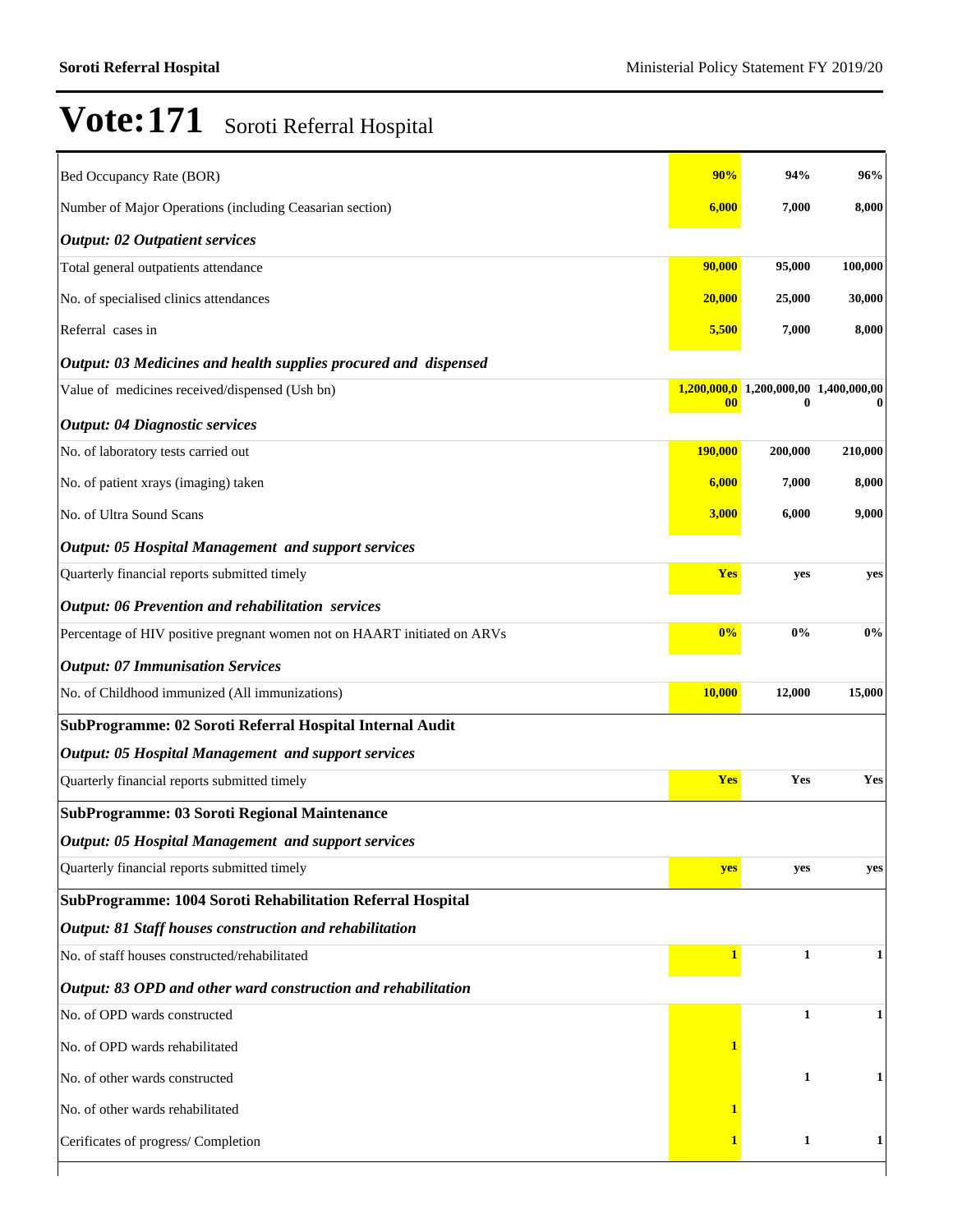# Vote:171 Soroti Referral Hospital

| | | | |
|---|---|---|---|
| Bed Occupancy Rate (BOR) | 90% | 94% | 96% |
| Number of Major Operations (including Ceasarian section) | 6,000 | 7,000 | 8,000 |
| ***Output: 02 Outpatient services*** | | | |
| Total general outpatients attendance | 90,000 | 95,000 | 100,000 |
| No. of specialised clinics attendances | 20,000 | 25,000 | 30,000 |
| Referral cases in | 5,500 | 7,000 | 8,000 |
| ***Output: 03 Medicines and health supplies procured and dispensed*** | | | |
| Value of medicines received/dispensed (Ush bn) | 1,200,000,000 | 1,200,000,000 | 1,400,000,000 |
| ***Output: 04 Diagnostic services*** | | | |
| No. of laboratory tests carried out | 190,000 | 200,000 | 210,000 |
| No. of patient xrays (imaging) taken | 6,000 | 7,000 | 8,000 |
| No. of Ultra Sound Scans | 3,000 | 6,000 | 9,000 |
| ***Output: 05 Hospital Management and support services*** | | | |
| Quarterly financial reports submitted timely | Yes | yes | yes |
| ***Output: 06 Prevention and rehabilitation services*** | | | |
| Percentage of HIV positive pregnant women not on HAART initiated on ARVs | 0% | 0% | 0% |
| ***Output: 07 Immunisation Services*** | | | |
| No. of Childhood immunized (All immunizations) | 10,000 | 12,000 | 15,000 |
| **SubProgramme: 02 Soroti Referral Hospital Internal Audit** | | | |
| ***Output: 05 Hospital Management and support services*** | | | |
| Quarterly financial reports submitted timely | Yes | Yes | Yes |
| **SubProgramme: 03 Soroti Regional Maintenance** | | | |
| ***Output: 05 Hospital Management and support services*** | | | |
| Quarterly financial reports submitted timely | yes | yes | yes |
| **SubProgramme: 1004 Soroti Rehabilitation Referral Hospital** | | | |
| ***Output: 81 Staff houses construction and rehabilitation*** | | | |
| No. of staff houses constructed/rehabilitated | 1 | 1 | 1 |
| ***Output: 83 OPD and other ward construction and rehabilitation*** | | | |
| No. of OPD wards constructed | | 1 | 1 |
| No. of OPD wards rehabilitated | 1 | | |
| No. of other wards constructed | | 1 | 1 |
| No. of other wards rehabilitated | 1 | | |
| Cerificates of progress/ Completion | 1 | 1 | 1 |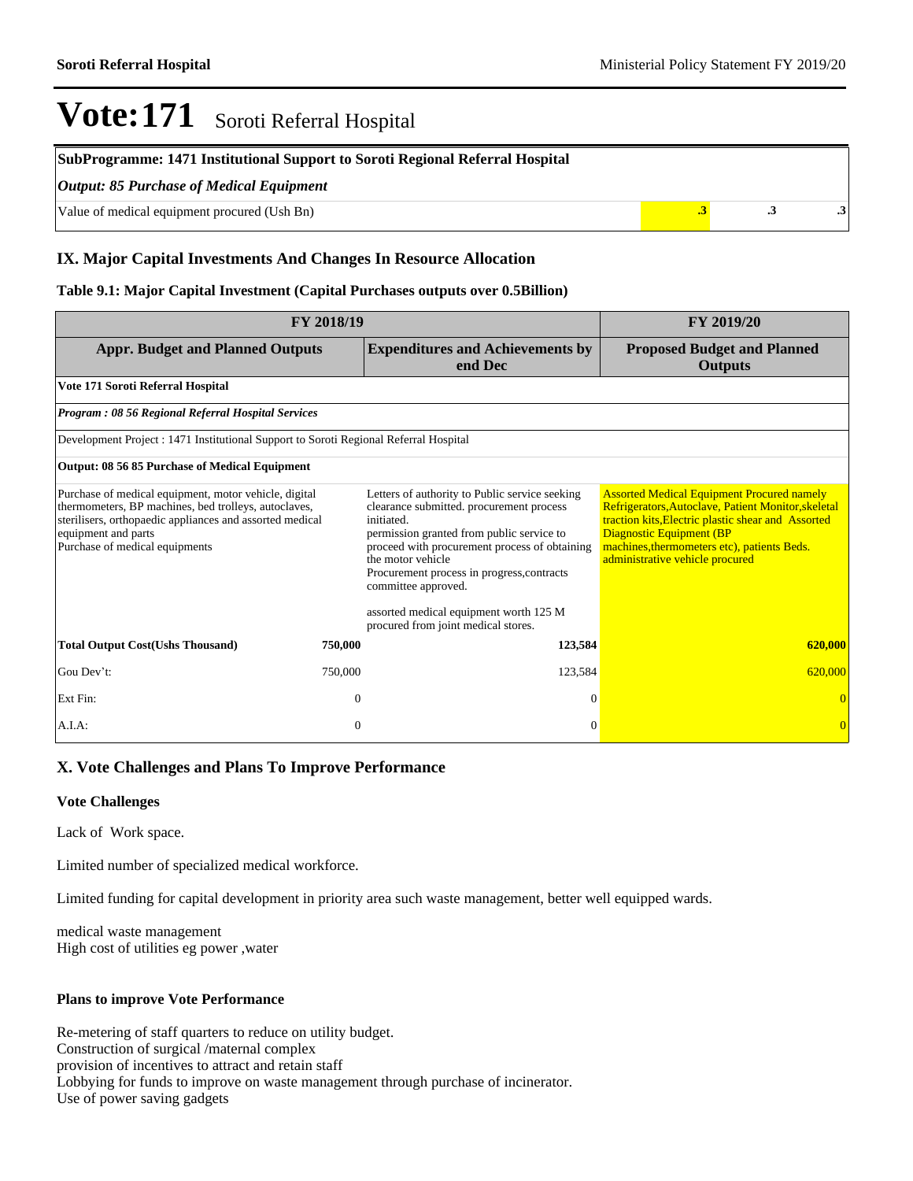# Vote:171 Soroti Referral Hospital

| SubProgramme: 1471 Institutional Support to Soroti Regional Referral Hospital | | | |
|---|---|---|---|
| *Output: 85 Purchase of Medical Equipment* | | | |
| Value of medical equipment procured (Ush Bn) | .3 | .3 | .3 |

## IX. Major Capital Investments And Changes In Resource Allocation

### Table 9.1: Major Capital Investment (Capital Purchases outputs over 0.5Billion)

| FY 2018/19 | | | FY 2019/20 |
|---|---|---|---|
| **Appr. Budget and Planned Outputs** | | **Expenditures and Achievements by end Dec** | **Proposed Budget and Planned Outputs** |
| **Vote 171 Soroti Referral Hospital** | | | |
| ***Program : 08 56 Regional Referral Hospital Services*** | | | |
| Development Project : 1471 Institutional Support to Soroti Regional Referral Hospital | | | |
| **Output: 08 56 85 Purchase of Medical Equipment** | | | |
| Purchase of medical equipment, motor vehicle, digital thermometers, BP machines, bed trolleys, autoclaves, sterilisers, orthopaedic appliances and assorted medical equipment and parts<br>Purchase of medical equipments | | Letters of authority to Public service seeking clearance submitted. procurement process initiated.<br>permission granted from public service to proceed with procurement process of obtaining the motor vehicle<br>Procurement process in progress,contracts committee approved.<br><br>assorted medical equipment worth 125 M procured from joint medical stores. | Assorted Medical Equipment Procured namely Refrigerators,Autoclave, Patient Monitor,skeletal traction kits,Electric plastic shear and Assorted Diagnostic Equipment (BP machines,thermometers etc), patients Beds. administrative vehicle procured |
| **Total Output Cost(Ushs Thousand)** | **750,000** | **123,584** | **620,000** |
| Gou Dev't: | 750,000 | 123,584 | 620,000 |
| Ext Fin: | 0 | 0 | 0 |
| A.I.A: | 0 | 0 | 0 |

## X. Vote Challenges and Plans To Improve Performance

### Vote Challenges

Lack of Work space.

Limited number of specialized medical workforce.

Limited funding for capital development in priority area such waste management, better well equipped wards.

medical waste management
High cost of utilities eg power ,water

### Plans to improve Vote Performance

Re-metering of staff quarters to reduce on utility budget.
Construction of surgical /maternal complex
provision of incentives to attract and retain staff
Lobbying for funds to improve on waste management through purchase of incinerator.
Use of power saving gadgets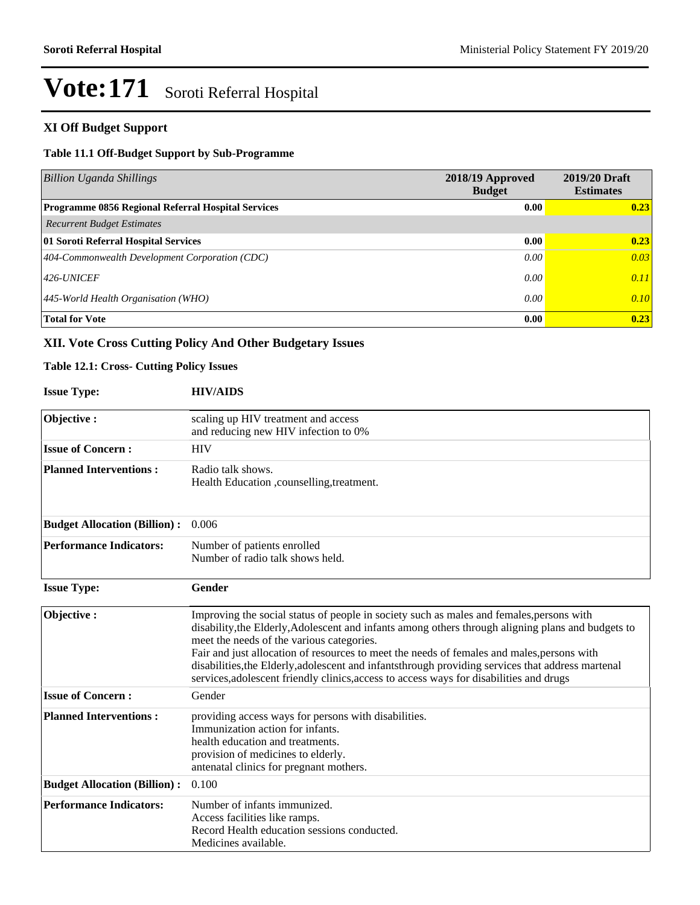# Vote:171 Soroti Referral Hospital

## XI Off Budget Support

### Table 11.1 Off-Budget Support by Sub-Programme

| *Billion Uganda Shillings* | 2018/19 Approved Budget | 2019/20 Draft Estimates |
|---|---|---|
| **Programme 0856 Regional Referral Hospital Services** | **0.00** | **0.23** |
| *Recurrent Budget Estimates* | | |
| **01 Soroti Referral Hospital Services** | **0.00** | **0.23** |
| *404-Commonwealth Development Corporation (CDC)* | *0.00* | *0.03* |
| *426-UNICEF* | *0.00* | *0.11* |
| *445-World Health Organisation (WHO)* | *0.00* | *0.10* |
| **Total for Vote** | **0.00** | **0.23** |

## XII. Vote Cross Cutting Policy And Other Budgetary Issues

### Table 12.1: Cross- Cutting Policy Issues

**Issue Type:** **HIV/AIDS**

| | |
|---|---|
| **Objective :** | scaling up HIV treatment and access<br>and reducing new HIV infection to 0% |
| **Issue of Concern :** | HIV |
| **Planned Interventions :** | Radio talk shows.<br>Health Education ,counselling,treatment. |
| **Budget Allocation (Billion) :** | 0.006 |
| **Performance Indicators:** | Number of patients enrolled<br>Number of radio talk shows held. |

**Issue Type:** **Gender**

| | |
|---|---|
| **Objective :** | Improving the social status of people in society such as males and females,persons with disability,the Elderly,Adolescent and infants among others through aligning plans and budgets to meet the needs of the various categories.<br>Fair and just allocation of resources to meet the needs of females and males,persons with disabilities,the Elderly,adolescent and infantsthrough providing services that address martenal services,adolescent friendly clinics,access to access ways for disabilities and drugs |
| **Issue of Concern :** | Gender |
| **Planned Interventions :** | providing access ways for persons with disabilities.<br>Immunization action for infants.<br>health education and treatments.<br>provision of medicines to elderly.<br>antenatal clinics for pregnant mothers. |
| **Budget Allocation (Billion) :** | 0.100 |
| **Performance Indicators:** | Number of infants immunized.<br>Access facilities like ramps.<br>Record Health education sessions conducted.<br>Medicines available. |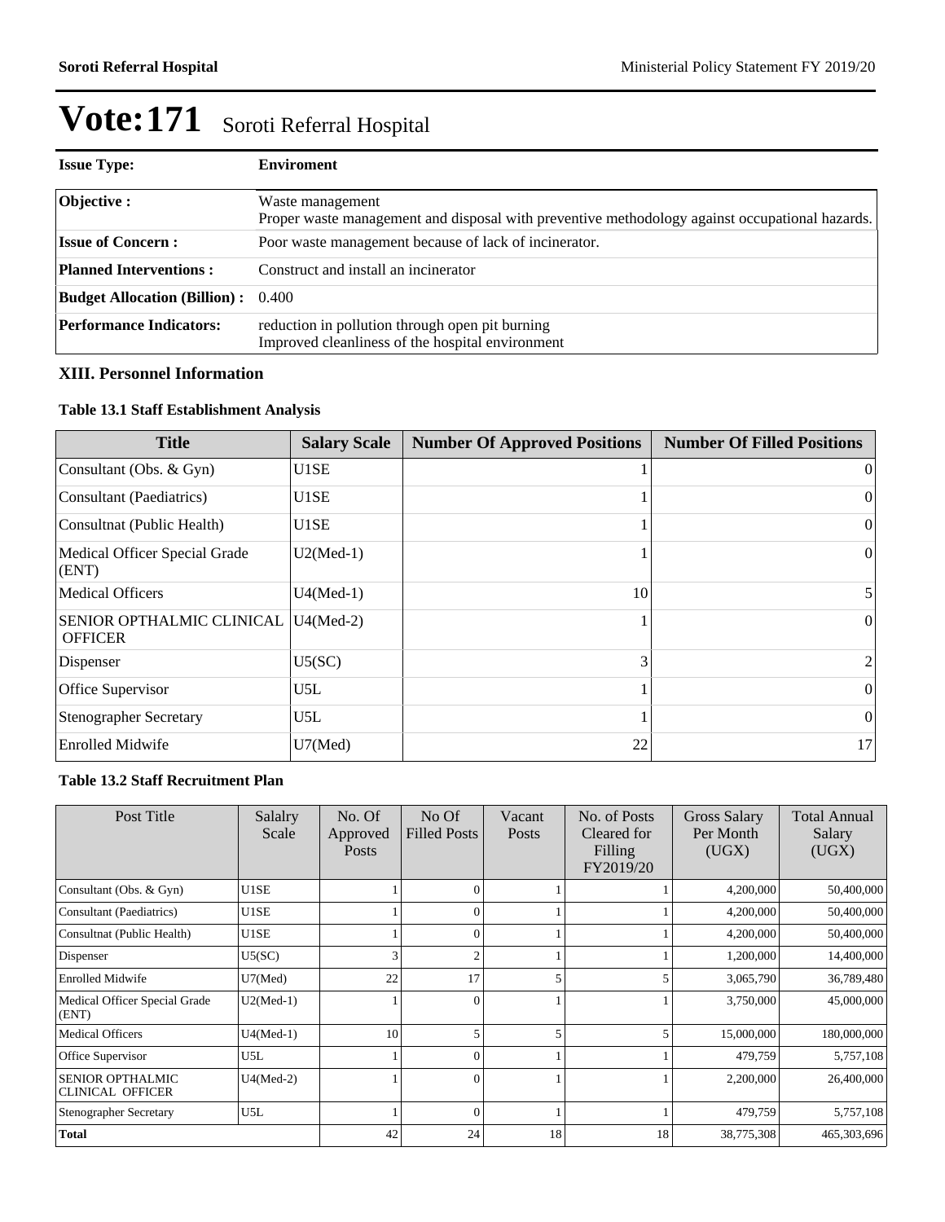# Vote:171 Soroti Referral Hospital

| Issue Type: | Enviroment |
|---|---|
| Objective : | Waste management<br>Proper waste management and disposal with preventive methodology against occupational hazards. |
| Issue of Concern : | Poor waste management because of lack of incinerator. |
| Planned Interventions : | Construct and install an incinerator |
| Budget Allocation (Billion) : | 0.400 |
| Performance Indicators: | reduction in pollution through open pit burning<br>Improved cleanliness of the hospital environment |

## XIII. Personnel Information

### Table 13.1 Staff Establishment Analysis

| Title | Salary Scale | Number Of Approved Positions | Number Of Filled Positions |
|---|---|---|---|
| Consultant (Obs. & Gyn) | U1SE | 1 | 0 |
| Consultant (Paediatrics) | U1SE | 1 | 0 |
| Consultnat (Public Health) | U1SE | 1 | 0 |
| Medical Officer Special Grade (ENT) | U2(Med-1) | 1 | 0 |
| Medical Officers | U4(Med-1) | 10 | 5 |
| SENIOR OPTHALMIC CLINICAL OFFICER | U4(Med-2) | 1 | 0 |
| Dispenser | U5(SC) | 3 | 2 |
| Office Supervisor | U5L | 1 | 0 |
| Stenographer Secretary | U5L | 1 | 0 |
| Enrolled Midwife | U7(Med) | 22 | 17 |

### Table 13.2 Staff Recruitment Plan

| Post Title | Salalry Scale | No. Of Approved Posts | No Of Filled Posts | Vacant Posts | No. of Posts Cleared for Filling FY2019/20 | Gross Salary Per Month (UGX) | Total Annual Salary (UGX) |
|---|---|---|---|---|---|---|---|
| Consultant (Obs. & Gyn) | U1SE | 1 | 0 | 1 | 1 | 4,200,000 | 50,400,000 |
| Consultant (Paediatrics) | U1SE | 1 | 0 | 1 | 1 | 4,200,000 | 50,400,000 |
| Consultnat (Public Health) | U1SE | 1 | 0 | 1 | 1 | 4,200,000 | 50,400,000 |
| Dispenser | U5(SC) | 3 | 2 | 1 | 1 | 1,200,000 | 14,400,000 |
| Enrolled Midwife | U7(Med) | 22 | 17 | 5 | 5 | 3,065,790 | 36,789,480 |
| Medical Officer Special Grade (ENT) | U2(Med-1) | 1 | 0 | 1 | 1 | 3,750,000 | 45,000,000 |
| Medical Officers | U4(Med-1) | 10 | 5 | 5 | 5 | 15,000,000 | 180,000,000 |
| Office Supervisor | U5L | 1 | 0 | 1 | 1 | 479,759 | 5,757,108 |
| SENIOR OPTHALMIC CLINICAL OFFICER | U4(Med-2) | 1 | 0 | 1 | 1 | 2,200,000 | 26,400,000 |
| Stenographer Secretary | U5L | 1 | 0 | 1 | 1 | 479,759 | 5,757,108 |
| **Total** | | 42 | 24 | 18 | 18 | 38,775,308 | 465,303,696 |